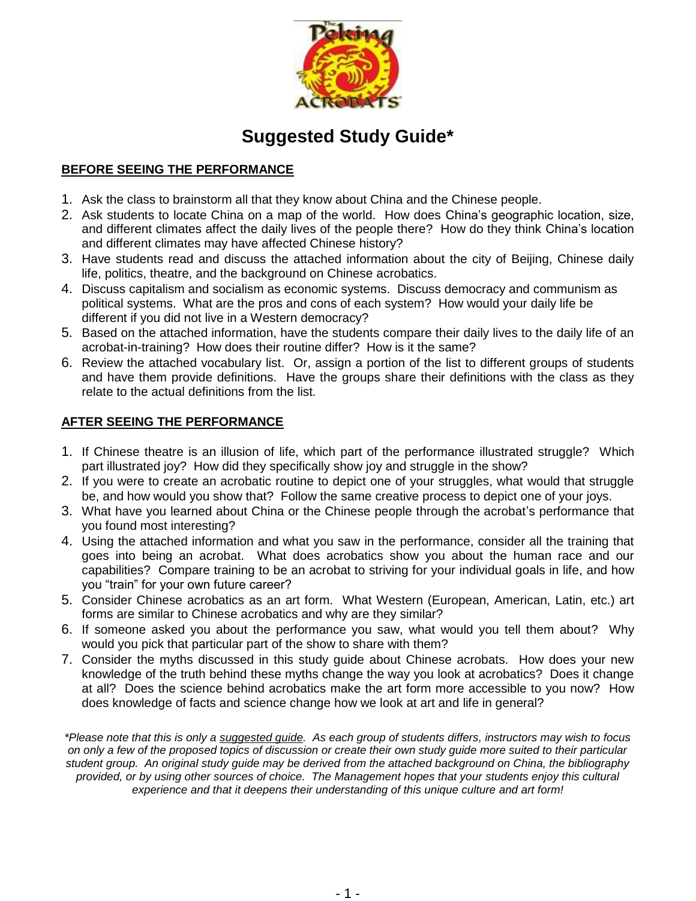# Suggested Study Guide*

## BEFORE SEEING THE PERFORMANCE

1. Ask the class to brainstorm all that they know about China and the Chinese people.
2. Ask students to locate China on a map of the world. How does China's geographic location, size, and different climates affect the daily lives of the people there? How do they think China's location and different climates may have affected Chinese history?
3. Have students read and discuss the attached information about the city of Beijing, Chinese daily life, politics, theatre, and the background on Chinese acrobatics.
4. Discuss capitalism and socialism as economic systems. Discuss democracy and communism as political systems. What are the pros and cons of each system? How would your daily life be different if you did not live in a Western democracy?
5. Based on the attached information, have the students compare their daily lives to the daily life of an acrobat-in-training? How does their routine differ? How is it the same?
6. Review the attached vocabulary list. Or, assign a portion of the list to different groups of students and have them provide definitions. Have the groups share their definitions with the class as they relate to the actual definitions from the list.

## AFTER SEEING THE PERFORMANCE

1. If Chinese theatre is an illusion of life, which part of the performance illustrated struggle? Which part illustrated joy? How did they specifically show joy and struggle in the show?
2. If you were to create an acrobatic routine to depict one of your struggles, what would that struggle be, and how would you show that? Follow the same creative process to depict one of your joys.
3. What have you learned about China or the Chinese people through the acrobat's performance that you found most interesting?
4. Using the attached information and what you saw in the performance, consider all the training that goes into being an acrobat. What does acrobatics show you about the human race and our capabilities? Compare training to be an acrobat to striving for your individual goals in life, and how you "train" for your own future career?
5. Consider Chinese acrobatics as an art form. What Western (European, American, Latin, etc.) art forms are similar to Chinese acrobatics and why are they similar?
6. If someone asked you about the performance you saw, what would you tell them about? Why would you pick that particular part of the show to share with them?
7. Consider the myths discussed in this study guide about Chinese acrobats. How does your new knowledge of the truth behind these myths change the way you look at acrobatics? Does it change at all? Does the science behind acrobatics make the art form more accessible to you now? How does knowledge of facts and science change how we look at art and life in general?

*\*Please note that this is only a suggested guide. As each group of students differs, instructors may wish to focus on only a few of the proposed topics of discussion or create their own study guide more suited to their particular student group. An original study guide may be derived from the attached background on China, the bibliography provided, or by using other sources of choice. The Management hopes that your students enjoy this cultural experience and that it deepens their understanding of this unique culture and art form!*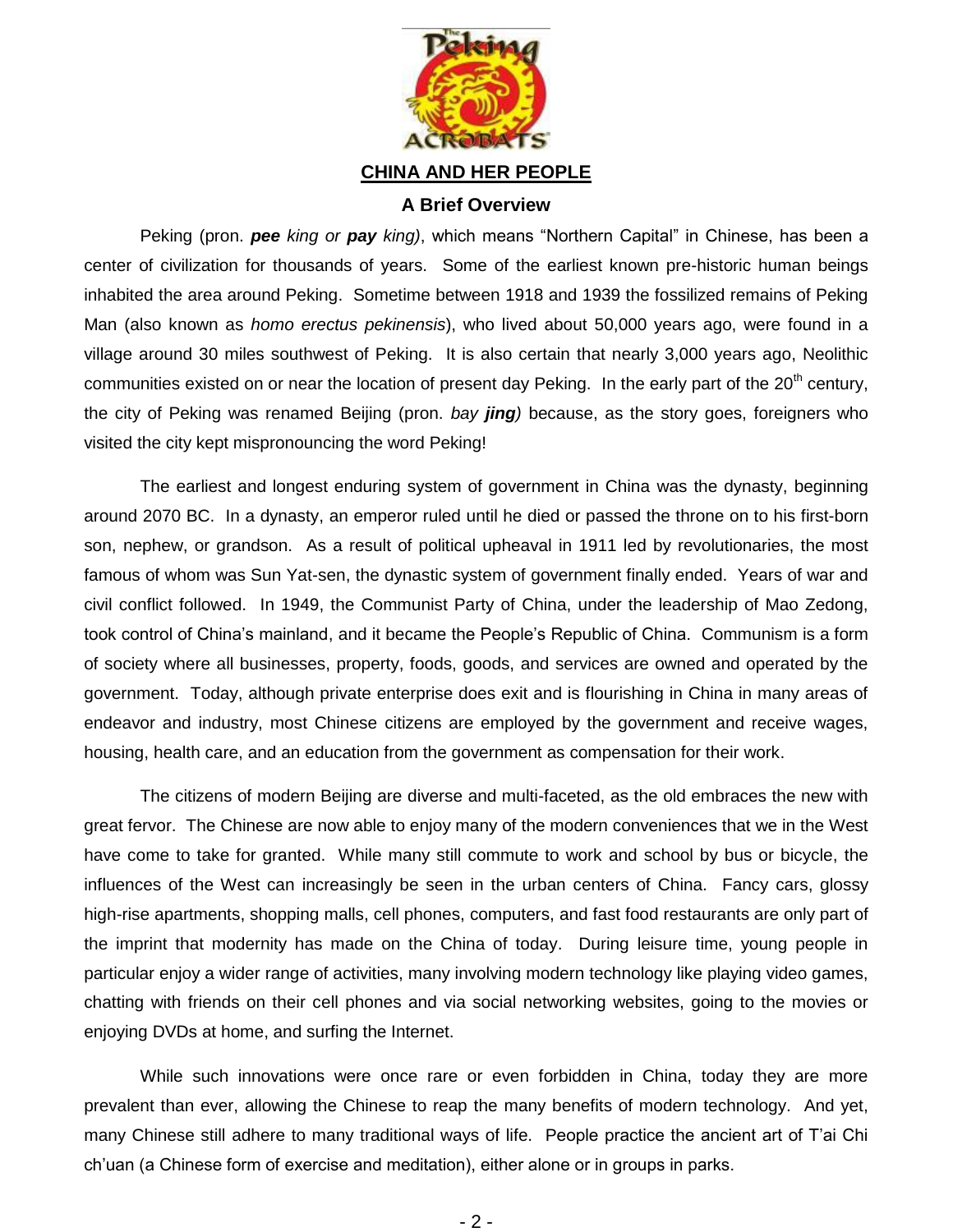## CHINA AND HER PEOPLE

### A Brief Overview

Peking (pron. ***pee*** *king or* ***pay*** *king)*, which means "Northern Capital" in Chinese, has been a center of civilization for thousands of years. Some of the earliest known pre-historic human beings inhabited the area around Peking. Sometime between 1918 and 1939 the fossilized remains of Peking Man (also known as *homo erectus pekinensis*), who lived about 50,000 years ago, were found in a village around 30 miles southwest of Peking. It is also certain that nearly 3,000 years ago, Neolithic communities existed on or near the location of present day Peking. In the early part of the 20th century, the city of Peking was renamed Beijing (pron. *bay* ***jing)*** because, as the story goes, foreigners who visited the city kept mispronouncing the word Peking!

The earliest and longest enduring system of government in China was the dynasty, beginning around 2070 BC. In a dynasty, an emperor ruled until he died or passed the throne on to his first-born son, nephew, or grandson. As a result of political upheaval in 1911 led by revolutionaries, the most famous of whom was Sun Yat-sen, the dynastic system of government finally ended. Years of war and civil conflict followed. In 1949, the Communist Party of China, under the leadership of Mao Zedong, took control of China's mainland, and it became the People's Republic of China. Communism is a form of society where all businesses, property, foods, goods, and services are owned and operated by the government. Today, although private enterprise does exit and is flourishing in China in many areas of endeavor and industry, most Chinese citizens are employed by the government and receive wages, housing, health care, and an education from the government as compensation for their work.

The citizens of modern Beijing are diverse and multi-faceted, as the old embraces the new with great fervor. The Chinese are now able to enjoy many of the modern conveniences that we in the West have come to take for granted. While many still commute to work and school by bus or bicycle, the influences of the West can increasingly be seen in the urban centers of China. Fancy cars, glossy high-rise apartments, shopping malls, cell phones, computers, and fast food restaurants are only part of the imprint that modernity has made on the China of today. During leisure time, young people in particular enjoy a wider range of activities, many involving modern technology like playing video games, chatting with friends on their cell phones and via social networking websites, going to the movies or enjoying DVDs at home, and surfing the Internet.

While such innovations were once rare or even forbidden in China, today they are more prevalent than ever, allowing the Chinese to reap the many benefits of modern technology. And yet, many Chinese still adhere to many traditional ways of life. People practice the ancient art of T'ai Chi ch'uan (a Chinese form of exercise and meditation), either alone or in groups in parks.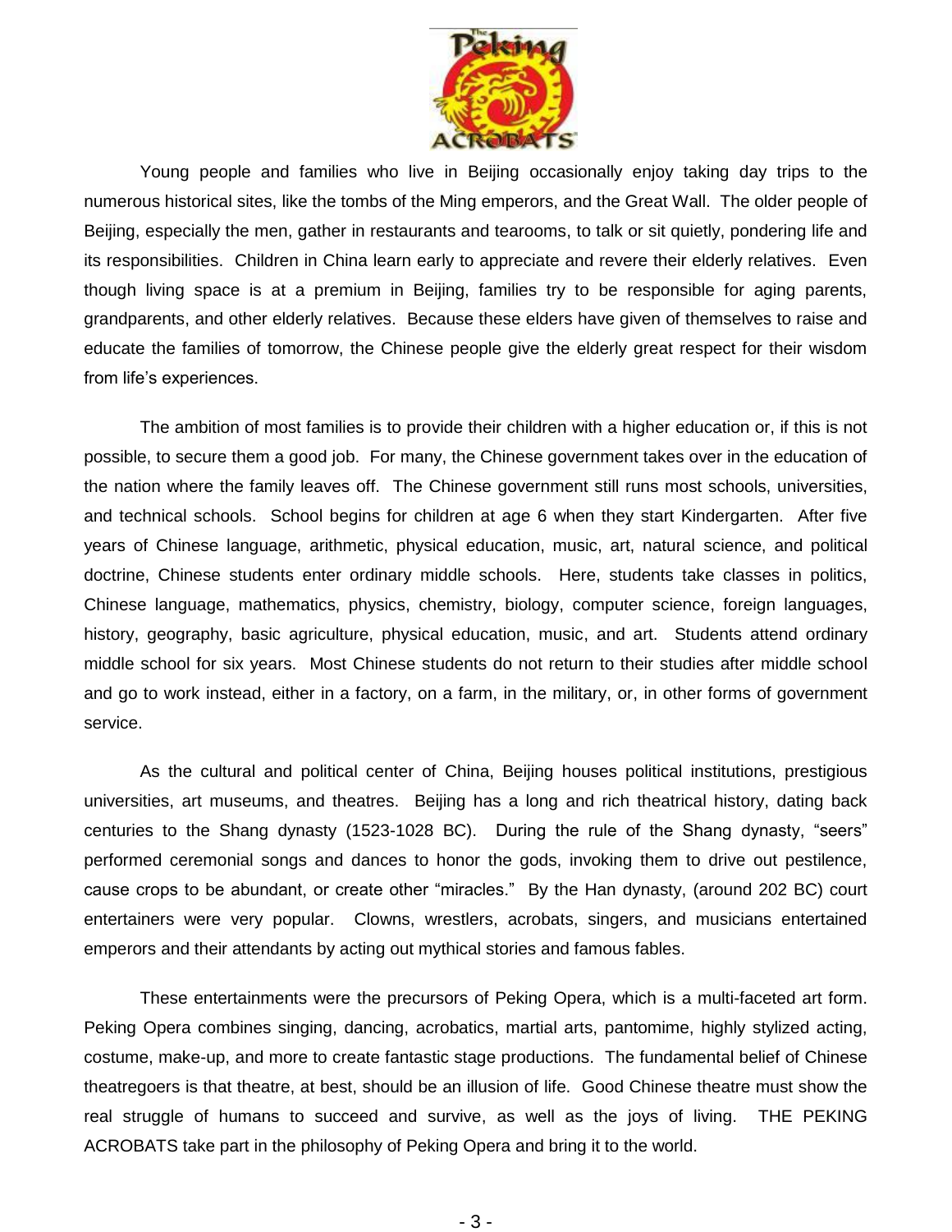Young people and families who live in Beijing occasionally enjoy taking day trips to the numerous historical sites, like the tombs of the Ming emperors, and the Great Wall. The older people of Beijing, especially the men, gather in restaurants and tearooms, to talk or sit quietly, pondering life and its responsibilities. Children in China learn early to appreciate and revere their elderly relatives. Even though living space is at a premium in Beijing, families try to be responsible for aging parents, grandparents, and other elderly relatives. Because these elders have given of themselves to raise and educate the families of tomorrow, the Chinese people give the elderly great respect for their wisdom from life's experiences.

The ambition of most families is to provide their children with a higher education or, if this is not possible, to secure them a good job. For many, the Chinese government takes over in the education of the nation where the family leaves off. The Chinese government still runs most schools, universities, and technical schools. School begins for children at age 6 when they start Kindergarten. After five years of Chinese language, arithmetic, physical education, music, art, natural science, and political doctrine, Chinese students enter ordinary middle schools. Here, students take classes in politics, Chinese language, mathematics, physics, chemistry, biology, computer science, foreign languages, history, geography, basic agriculture, physical education, music, and art. Students attend ordinary middle school for six years. Most Chinese students do not return to their studies after middle school and go to work instead, either in a factory, on a farm, in the military, or, in other forms of government service.

As the cultural and political center of China, Beijing houses political institutions, prestigious universities, art museums, and theatres. Beijing has a long and rich theatrical history, dating back centuries to the Shang dynasty (1523-1028 BC). During the rule of the Shang dynasty, "seers" performed ceremonial songs and dances to honor the gods, invoking them to drive out pestilence, cause crops to be abundant, or create other "miracles." By the Han dynasty, (around 202 BC) court entertainers were very popular. Clowns, wrestlers, acrobats, singers, and musicians entertained emperors and their attendants by acting out mythical stories and famous fables.

These entertainments were the precursors of Peking Opera, which is a multi-faceted art form. Peking Opera combines singing, dancing, acrobatics, martial arts, pantomime, highly stylized acting, costume, make-up, and more to create fantastic stage productions. The fundamental belief of Chinese theatregoers is that theatre, at best, should be an illusion of life. Good Chinese theatre must show the real struggle of humans to succeed and survive, as well as the joys of living. THE PEKING ACROBATS take part in the philosophy of Peking Opera and bring it to the world.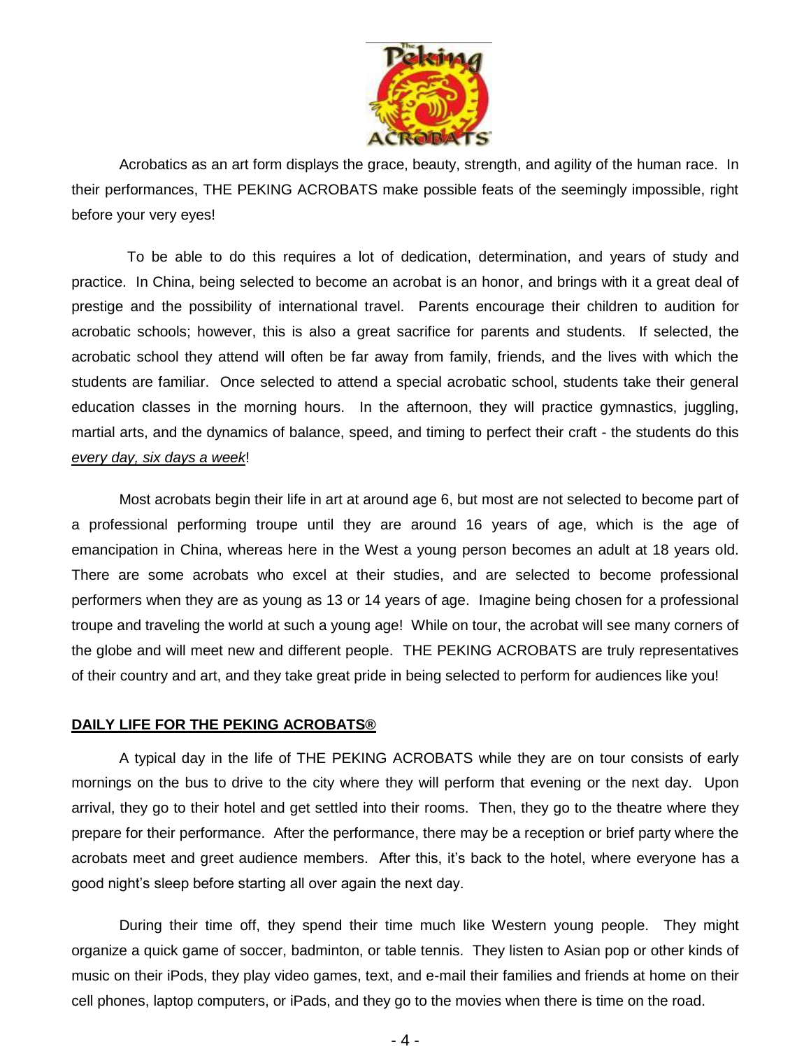Acrobatics as an art form displays the grace, beauty, strength, and agility of the human race. In their performances, THE PEKING ACROBATS make possible feats of the seemingly impossible, right before your very eyes!

To be able to do this requires a lot of dedication, determination, and years of study and practice. In China, being selected to become an acrobat is an honor, and brings with it a great deal of prestige and the possibility of international travel. Parents encourage their children to audition for acrobatic schools; however, this is also a great sacrifice for parents and students. If selected, the acrobatic school they attend will often be far away from family, friends, and the lives with which the students are familiar. Once selected to attend a special acrobatic school, students take their general education classes in the morning hours. In the afternoon, they will practice gymnastics, juggling, martial arts, and the dynamics of balance, speed, and timing to perfect their craft - the students do this *every day, six days a week*!

Most acrobats begin their life in art at around age 6, but most are not selected to become part of a professional performing troupe until they are around 16 years of age, which is the age of emancipation in China, whereas here in the West a young person becomes an adult at 18 years old. There are some acrobats who excel at their studies, and are selected to become professional performers when they are as young as 13 or 14 years of age. Imagine being chosen for a professional troupe and traveling the world at such a young age! While on tour, the acrobat will see many corners of the globe and will meet new and different people. THE PEKING ACROBATS are truly representatives of their country and art, and they take great pride in being selected to perform for audiences like you!

## DAILY LIFE FOR THE PEKING ACROBATS®

A typical day in the life of THE PEKING ACROBATS while they are on tour consists of early mornings on the bus to drive to the city where they will perform that evening or the next day. Upon arrival, they go to their hotel and get settled into their rooms. Then, they go to the theatre where they prepare for their performance. After the performance, there may be a reception or brief party where the acrobats meet and greet audience members. After this, it's back to the hotel, where everyone has a good night's sleep before starting all over again the next day.

During their time off, they spend their time much like Western young people. They might organize a quick game of soccer, badminton, or table tennis. They listen to Asian pop or other kinds of music on their iPods, they play video games, text, and e-mail their families and friends at home on their cell phones, laptop computers, or iPads, and they go to the movies when there is time on the road.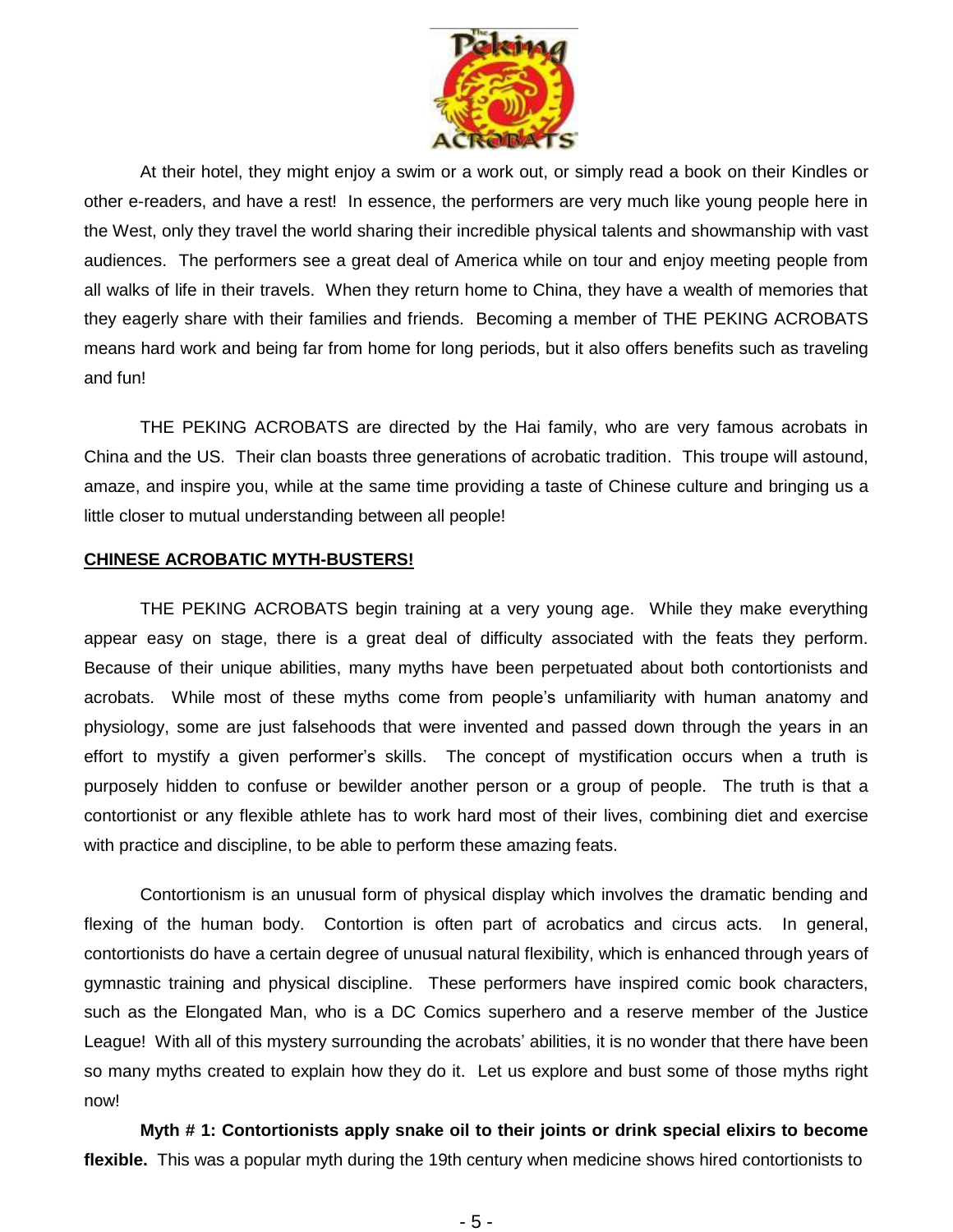At their hotel, they might enjoy a swim or a work out, or simply read a book on their Kindles or other e-readers, and have a rest! In essence, the performers are very much like young people here in the West, only they travel the world sharing their incredible physical talents and showmanship with vast audiences. The performers see a great deal of America while on tour and enjoy meeting people from all walks of life in their travels. When they return home to China, they have a wealth of memories that they eagerly share with their families and friends. Becoming a member of THE PEKING ACROBATS means hard work and being far from home for long periods, but it also offers benefits such as traveling and fun!

THE PEKING ACROBATS are directed by the Hai family, who are very famous acrobats in China and the US. Their clan boasts three generations of acrobatic tradition. This troupe will astound, amaze, and inspire you, while at the same time providing a taste of Chinese culture and bringing us a little closer to mutual understanding between all people!

**CHINESE ACROBATIC MYTH-BUSTERS!**

THE PEKING ACROBATS begin training at a very young age. While they make everything appear easy on stage, there is a great deal of difficulty associated with the feats they perform. Because of their unique abilities, many myths have been perpetuated about both contortionists and acrobats. While most of these myths come from people's unfamiliarity with human anatomy and physiology, some are just falsehoods that were invented and passed down through the years in an effort to mystify a given performer's skills. The concept of mystification occurs when a truth is purposely hidden to confuse or bewilder another person or a group of people. The truth is that a contortionist or any flexible athlete has to work hard most of their lives, combining diet and exercise with practice and discipline, to be able to perform these amazing feats.

Contortionism is an unusual form of physical display which involves the dramatic bending and flexing of the human body. Contortion is often part of acrobatics and circus acts. In general, contortionists do have a certain degree of unusual natural flexibility, which is enhanced through years of gymnastic training and physical discipline. These performers have inspired comic book characters, such as the Elongated Man, who is a DC Comics superhero and a reserve member of the Justice League! With all of this mystery surrounding the acrobats' abilities, it is no wonder that there have been so many myths created to explain how they do it. Let us explore and bust some of those myths right now!

**Myth # 1: Contortionists apply snake oil to their joints or drink special elixirs to become flexible.** This was a popular myth during the 19th century when medicine shows hired contortionists to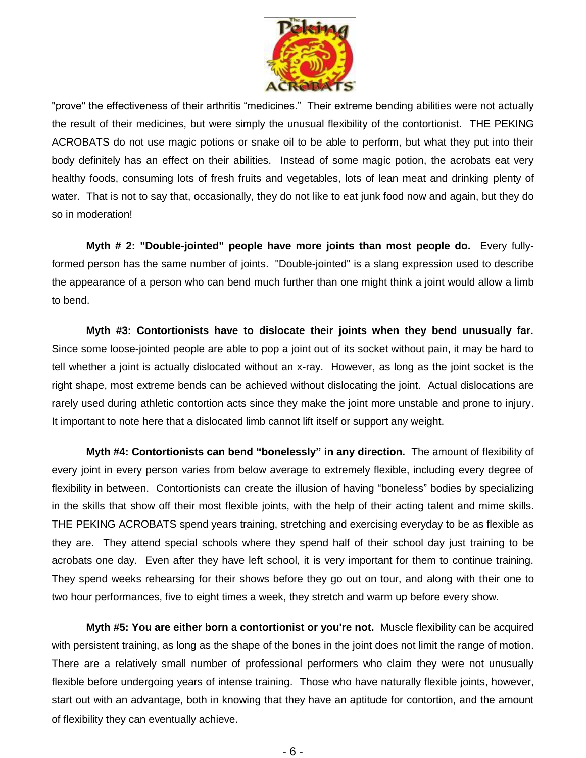"prove" the effectiveness of their arthritis "medicines." Their extreme bending abilities were not actually the result of their medicines, but were simply the unusual flexibility of the contortionist. THE PEKING ACROBATS do not use magic potions or snake oil to be able to perform, but what they put into their body definitely has an effect on their abilities. Instead of some magic potion, the acrobats eat very healthy foods, consuming lots of fresh fruits and vegetables, lots of lean meat and drinking plenty of water. That is not to say that, occasionally, they do not like to eat junk food now and again, but they do so in moderation!

**Myth # 2: "Double-jointed" people have more joints than most people do.** Every fully-formed person has the same number of joints. "Double-jointed" is a slang expression used to describe the appearance of a person who can bend much further than one might think a joint would allow a limb to bend.

**Myth #3: Contortionists have to dislocate their joints when they bend unusually far.** Since some loose-jointed people are able to pop a joint out of its socket without pain, it may be hard to tell whether a joint is actually dislocated without an x-ray. However, as long as the joint socket is the right shape, most extreme bends can be achieved without dislocating the joint. Actual dislocations are rarely used during athletic contortion acts since they make the joint more unstable and prone to injury. It important to note here that a dislocated limb cannot lift itself or support any weight.

**Myth #4: Contortionists can bend "bonelessly" in any direction.** The amount of flexibility of every joint in every person varies from below average to extremely flexible, including every degree of flexibility in between. Contortionists can create the illusion of having "boneless" bodies by specializing in the skills that show off their most flexible joints, with the help of their acting talent and mime skills. THE PEKING ACROBATS spend years training, stretching and exercising everyday to be as flexible as they are. They attend special schools where they spend half of their school day just training to be acrobats one day. Even after they have left school, it is very important for them to continue training. They spend weeks rehearsing for their shows before they go out on tour, and along with their one to two hour performances, five to eight times a week, they stretch and warm up before every show.

**Myth #5: You are either born a contortionist or you're not.** Muscle flexibility can be acquired with persistent training, as long as the shape of the bones in the joint does not limit the range of motion. There are a relatively small number of professional performers who claim they were not unusually flexible before undergoing years of intense training. Those who have naturally flexible joints, however, start out with an advantage, both in knowing that they have an aptitude for contortion, and the amount of flexibility they can eventually achieve.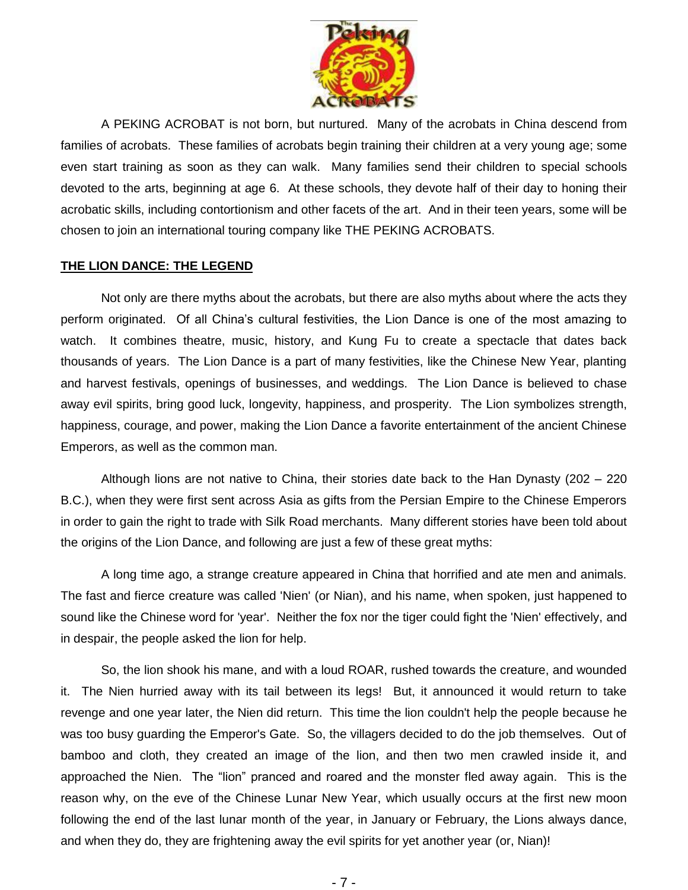A PEKING ACROBAT is not born, but nurtured. Many of the acrobats in China descend from families of acrobats. These families of acrobats begin training their children at a very young age; some even start training as soon as they can walk. Many families send their children to special schools devoted to the arts, beginning at age 6. At these schools, they devote half of their day to honing their acrobatic skills, including contortionism and other facets of the art. And in their teen years, some will be chosen to join an international touring company like THE PEKING ACROBATS.

## THE LION DANCE: THE LEGEND

Not only are there myths about the acrobats, but there are also myths about where the acts they perform originated. Of all China's cultural festivities, the Lion Dance is one of the most amazing to watch. It combines theatre, music, history, and Kung Fu to create a spectacle that dates back thousands of years. The Lion Dance is a part of many festivities, like the Chinese New Year, planting and harvest festivals, openings of businesses, and weddings. The Lion Dance is believed to chase away evil spirits, bring good luck, longevity, happiness, and prosperity. The Lion symbolizes strength, happiness, courage, and power, making the Lion Dance a favorite entertainment of the ancient Chinese Emperors, as well as the common man.

Although lions are not native to China, their stories date back to the Han Dynasty (202 – 220 B.C.), when they were first sent across Asia as gifts from the Persian Empire to the Chinese Emperors in order to gain the right to trade with Silk Road merchants. Many different stories have been told about the origins of the Lion Dance, and following are just a few of these great myths:

A long time ago, a strange creature appeared in China that horrified and ate men and animals. The fast and fierce creature was called 'Nien' (or Nian), and his name, when spoken, just happened to sound like the Chinese word for 'year'. Neither the fox nor the tiger could fight the 'Nien' effectively, and in despair, the people asked the lion for help.

So, the lion shook his mane, and with a loud ROAR, rushed towards the creature, and wounded it. The Nien hurried away with its tail between its legs! But, it announced it would return to take revenge and one year later, the Nien did return. This time the lion couldn't help the people because he was too busy guarding the Emperor's Gate. So, the villagers decided to do the job themselves. Out of bamboo and cloth, they created an image of the lion, and then two men crawled inside it, and approached the Nien. The "lion" pranced and roared and the monster fled away again. This is the reason why, on the eve of the Chinese Lunar New Year, which usually occurs at the first new moon following the end of the last lunar month of the year, in January or February, the Lions always dance, and when they do, they are frightening away the evil spirits for yet another year (or, Nian)!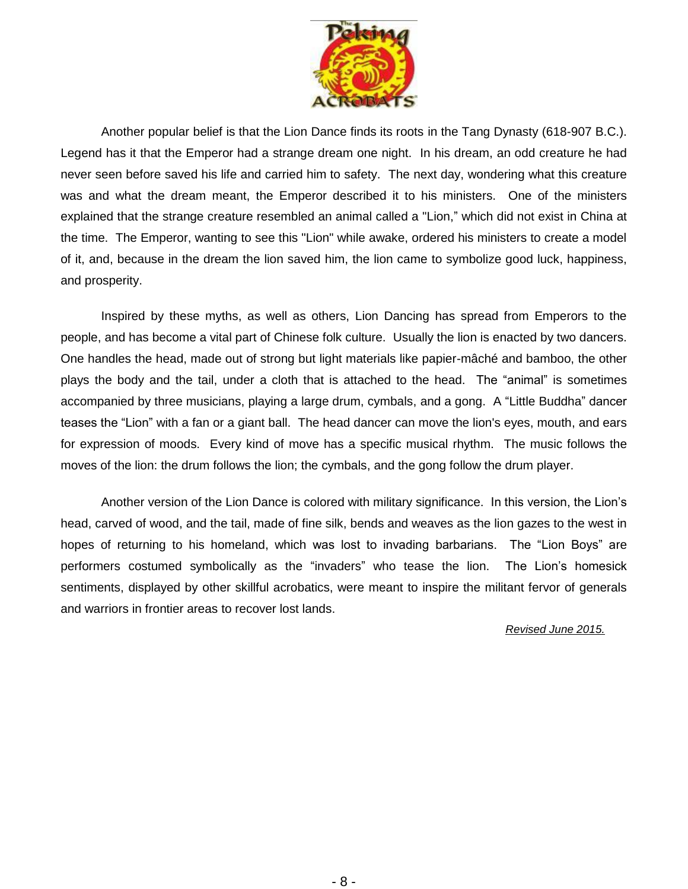Another popular belief is that the Lion Dance finds its roots in the Tang Dynasty (618-907 B.C.). Legend has it that the Emperor had a strange dream one night. In his dream, an odd creature he had never seen before saved his life and carried him to safety. The next day, wondering what this creature was and what the dream meant, the Emperor described it to his ministers. One of the ministers explained that the strange creature resembled an animal called a "Lion," which did not exist in China at the time. The Emperor, wanting to see this "Lion" while awake, ordered his ministers to create a model of it, and, because in the dream the lion saved him, the lion came to symbolize good luck, happiness, and prosperity.

Inspired by these myths, as well as others, Lion Dancing has spread from Emperors to the people, and has become a vital part of Chinese folk culture. Usually the lion is enacted by two dancers. One handles the head, made out of strong but light materials like papier-mâché and bamboo, the other plays the body and the tail, under a cloth that is attached to the head. The "animal" is sometimes accompanied by three musicians, playing a large drum, cymbals, and a gong. A "Little Buddha" dancer teases the "Lion" with a fan or a giant ball. The head dancer can move the lion's eyes, mouth, and ears for expression of moods. Every kind of move has a specific musical rhythm. The music follows the moves of the lion: the drum follows the lion; the cymbals, and the gong follow the drum player.

Another version of the Lion Dance is colored with military significance. In this version, the Lion's head, carved of wood, and the tail, made of fine silk, bends and weaves as the lion gazes to the west in hopes of returning to his homeland, which was lost to invading barbarians. The "Lion Boys" are performers costumed symbolically as the "invaders" who tease the lion. The Lion's homesick sentiments, displayed by other skillful acrobatics, were meant to inspire the militant fervor of generals and warriors in frontier areas to recover lost lands.

*Revised June 2015.*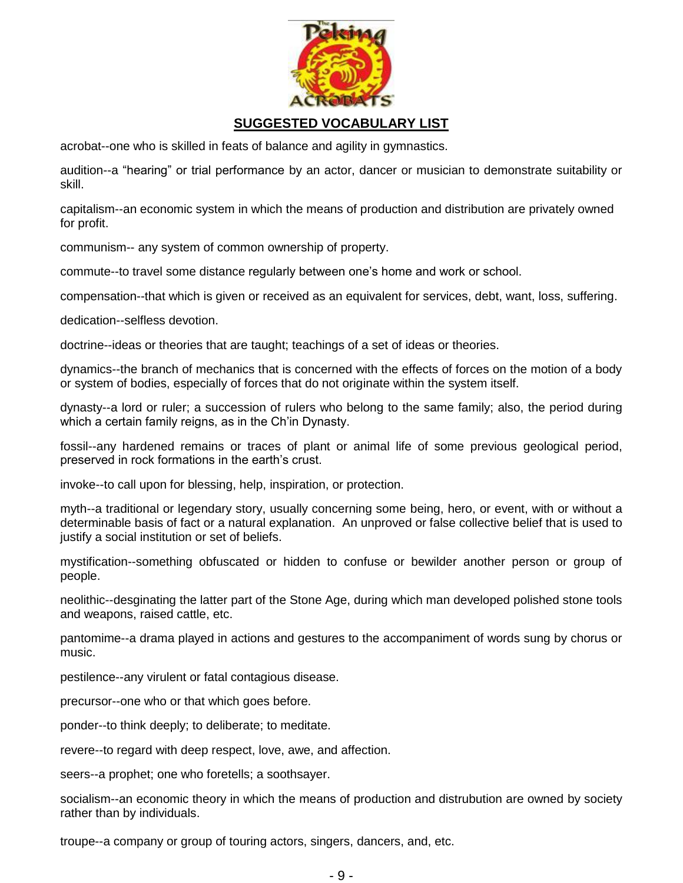## SUGGESTED VOCABULARY LIST

acrobat--one who is skilled in feats of balance and agility in gymnastics.

audition--a "hearing" or trial performance by an actor, dancer or musician to demonstrate suitability or skill.

capitalism--an economic system in which the means of production and distribution are privately owned for profit.

communism-- any system of common ownership of property.

commute--to travel some distance regularly between one's home and work or school.

compensation--that which is given or received as an equivalent for services, debt, want, loss, suffering.

dedication--selfless devotion.

doctrine--ideas or theories that are taught; teachings of a set of ideas or theories.

dynamics--the branch of mechanics that is concerned with the effects of forces on the motion of a body or system of bodies, especially of forces that do not originate within the system itself.

dynasty--a lord or ruler; a succession of rulers who belong to the same family; also, the period during which a certain family reigns, as in the Ch'in Dynasty.

fossil--any hardened remains or traces of plant or animal life of some previous geological period, preserved in rock formations in the earth's crust.

invoke--to call upon for blessing, help, inspiration, or protection.

myth--a traditional or legendary story, usually concerning some being, hero, or event, with or without a determinable basis of fact or a natural explanation. An unproved or false collective belief that is used to justify a social institution or set of beliefs.

mystification--something obfuscated or hidden to confuse or bewilder another person or group of people.

neolithic--desginating the latter part of the Stone Age, during which man developed polished stone tools and weapons, raised cattle, etc.

pantomime--a drama played in actions and gestures to the accompaniment of words sung by chorus or music.

pestilence--any virulent or fatal contagious disease.

precursor--one who or that which goes before.

ponder--to think deeply; to deliberate; to meditate.

revere--to regard with deep respect, love, awe, and affection.

seers--a prophet; one who foretells; a soothsayer.

socialism--an economic theory in which the means of production and distrubution are owned by society rather than by individuals.

troupe--a company or group of touring actors, singers, dancers, and, etc.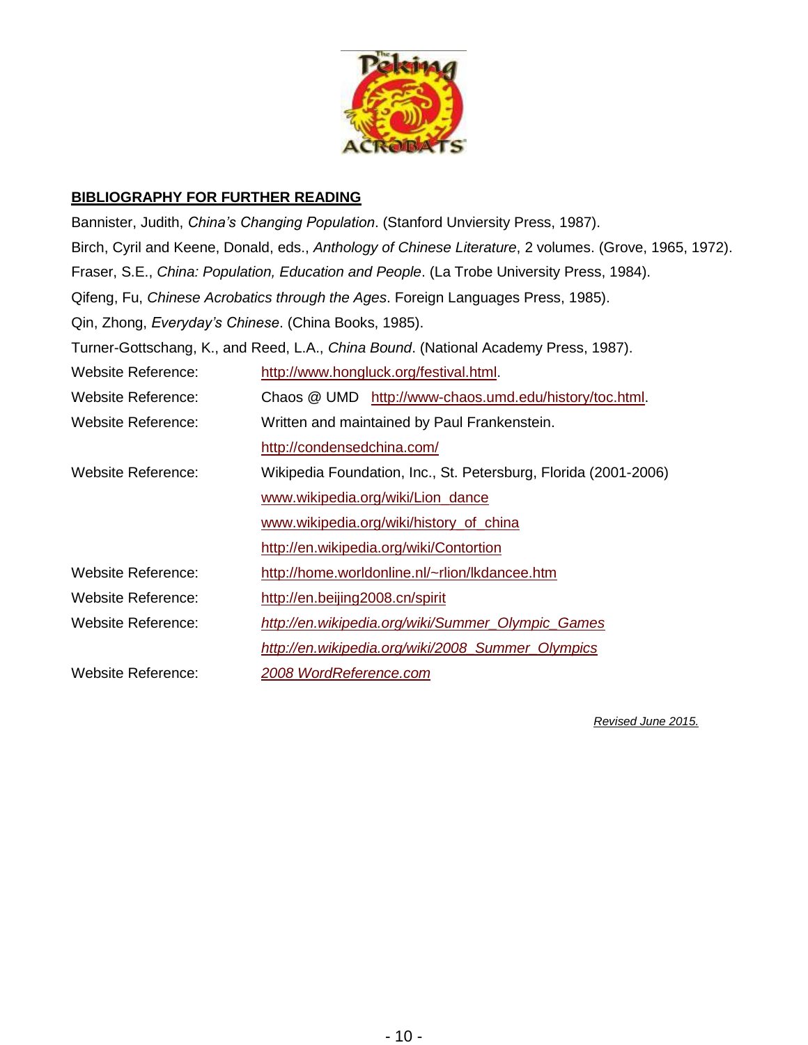**BIBLIOGRAPHY FOR FURTHER READING**

Bannister, Judith, *China's Changing Population*. (Stanford Unviersity Press, 1987).

Birch, Cyril and Keene, Donald, eds., *Anthology of Chinese Literature*, 2 volumes. (Grove, 1965, 1972).

Fraser, S.E., *China: Population, Education and People*. (La Trobe University Press, 1984).

Qifeng, Fu, *Chinese Acrobatics through the Ages*. Foreign Languages Press, 1985).

Qin, Zhong, *Everyday's Chinese*. (China Books, 1985).

Turner-Gottschang, K., and Reed, L.A., *China Bound*. (National Academy Press, 1987).

| | |
|---|---|
| Website Reference: | http://www.hongluck.org/festival.html. |
| Website Reference: | Chaos @ UMD http://www-chaos.umd.edu/history/toc.html. |
| Website Reference: | Written and maintained by Paul Frankenstein. http://condensedchina.com/ |
| Website Reference: | Wikipedia Foundation, Inc., St. Petersburg, Florida (2001-2006) www.wikipedia.org/wiki/Lion_dance www.wikipedia.org/wiki/history_of_china http://en.wikipedia.org/wiki/Contortion |
| Website Reference: | http://home.worldonline.nl/~rlion/lkdancee.htm |
| Website Reference: | http://en.beijing2008.cn/spirit |
| Website Reference: | *http://en.wikipedia.org/wiki/Summer_Olympic_Games* *http://en.wikipedia.org/wiki/2008_Summer_Olympics* |
| Website Reference: | *2008 WordReference.com* |

*Revised June 2015.*